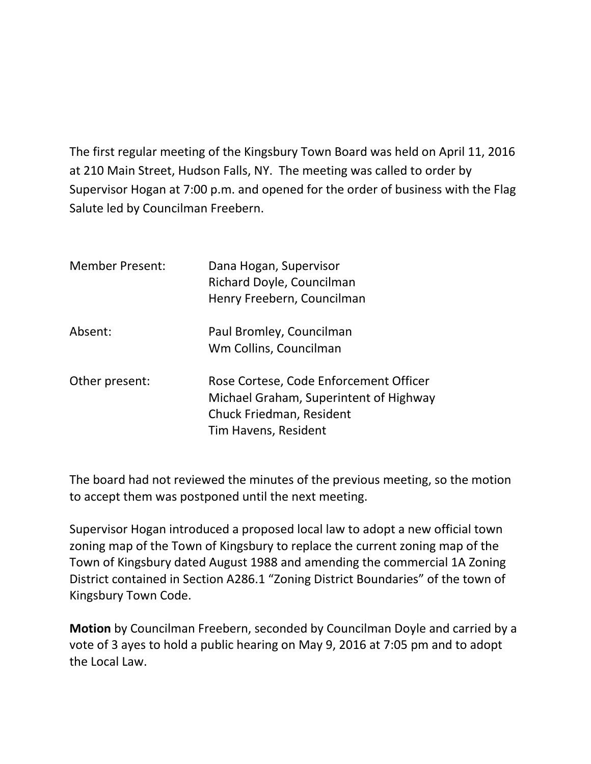The first regular meeting of the Kingsbury Town Board was held on April 11, 2016 at 210 Main Street, Hudson Falls, NY. The meeting was called to order by Supervisor Hogan at 7:00 p.m. and opened for the order of business with the Flag Salute led by Councilman Freebern.

| | |
|---|---|
| Member Present: | Dana Hogan, Supervisor<br>Richard Doyle, Councilman<br>Henry Freebern, Councilman |
| Absent: | Paul Bromley, Councilman<br>Wm Collins, Councilman |
| Other present: | Rose Cortese, Code Enforcement Officer<br>Michael Graham, Superintent of Highway<br>Chuck Friedman, Resident<br>Tim Havens, Resident |

The board had not reviewed the minutes of the previous meeting, so the motion to accept them was postponed until the next meeting.

Supervisor Hogan introduced a proposed local law to adopt a new official town zoning map of the Town of Kingsbury to replace the current zoning map of the Town of Kingsbury dated August 1988 and amending the commercial 1A Zoning District contained in Section A286.1 "Zoning District Boundaries" of the town of Kingsbury Town Code.

**Motion** by Councilman Freebern, seconded by Councilman Doyle and carried by a vote of 3 ayes to hold a public hearing on May 9, 2016 at 7:05 pm and to adopt the Local Law.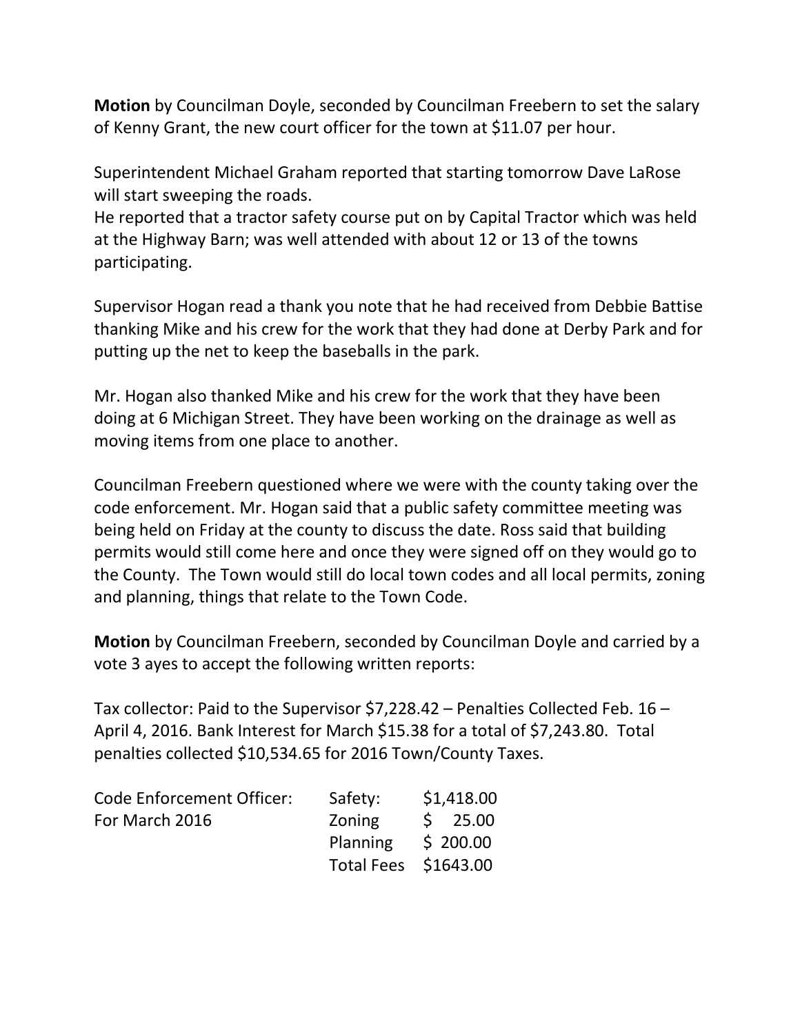**Motion** by Councilman Doyle, seconded by Councilman Freebern to set the salary of Kenny Grant, the new court officer for the town at $11.07 per hour.

Superintendent Michael Graham reported that starting tomorrow Dave LaRose will start sweeping the roads.
He reported that a tractor safety course put on by Capital Tractor which was held at the Highway Barn; was well attended with about 12 or 13 of the towns participating.

Supervisor Hogan read a thank you note that he had received from Debbie Battise thanking Mike and his crew for the work that they had done at Derby Park and for putting up the net to keep the baseballs in the park.

Mr. Hogan also thanked Mike and his crew for the work that they have been doing at 6 Michigan Street. They have been working on the drainage as well as moving items from one place to another.

Councilman Freebern questioned where we were with the county taking over the code enforcement. Mr. Hogan said that a public safety committee meeting was being held on Friday at the county to discuss the date. Ross said that building permits would still come here and once they were signed off on they would go to the County. The Town would still do local town codes and all local permits, zoning and planning, things that relate to the Town Code.

**Motion** by Councilman Freebern, seconded by Councilman Doyle and carried by a vote 3 ayes to accept the following written reports:

Tax collector: Paid to the Supervisor $7,228.42 – Penalties Collected Feb. 16 – April 4, 2016. Bank Interest for March $15.38 for a total of $7,243.80. Total penalties collected $10,534.65 for 2016 Town/County Taxes.

| | | |
|---|---|---|
| Code Enforcement Officer: | Safety: | $1,418.00 |
| For March 2016 | Zoning | $ 25.00 |
| | Planning | $ 200.00 |
| | Total Fees | $1643.00 |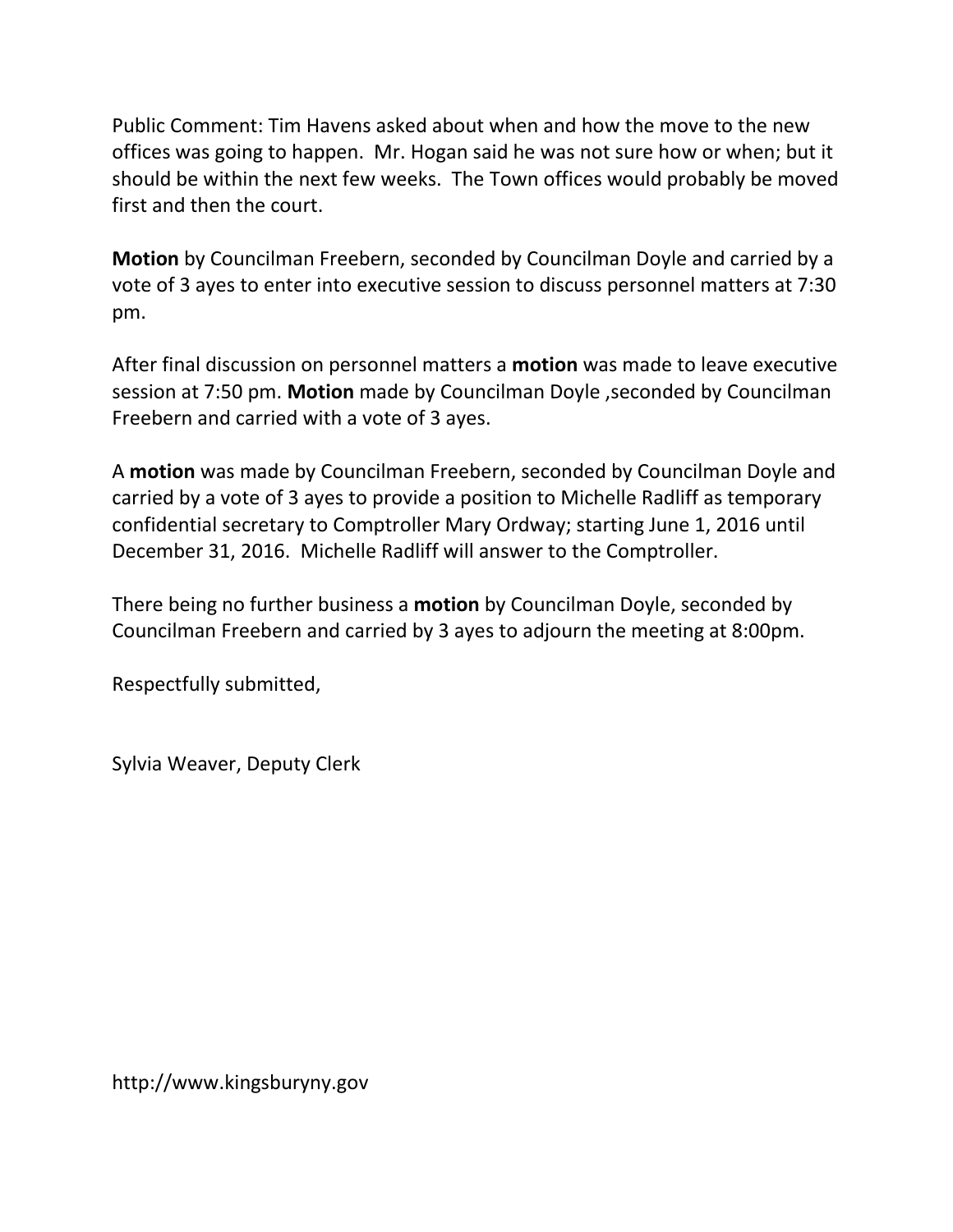Public Comment: Tim Havens asked about when and how the move to the new offices was going to happen. Mr. Hogan said he was not sure how or when; but it should be within the next few weeks. The Town offices would probably be moved first and then the court.

**Motion** by Councilman Freebern, seconded by Councilman Doyle and carried by a vote of 3 ayes to enter into executive session to discuss personnel matters at 7:30 pm.

After final discussion on personnel matters a **motion** was made to leave executive session at 7:50 pm. **Motion** made by Councilman Doyle ,seconded by Councilman Freebern and carried with a vote of 3 ayes.

A **motion** was made by Councilman Freebern, seconded by Councilman Doyle and carried by a vote of 3 ayes to provide a position to Michelle Radliff as temporary confidential secretary to Comptroller Mary Ordway; starting June 1, 2016 until December 31, 2016. Michelle Radliff will answer to the Comptroller.

There being no further business a **motion** by Councilman Doyle, seconded by Councilman Freebern and carried by 3 ayes to adjourn the meeting at 8:00pm.

Respectfully submitted,

Sylvia Weaver, Deputy Clerk